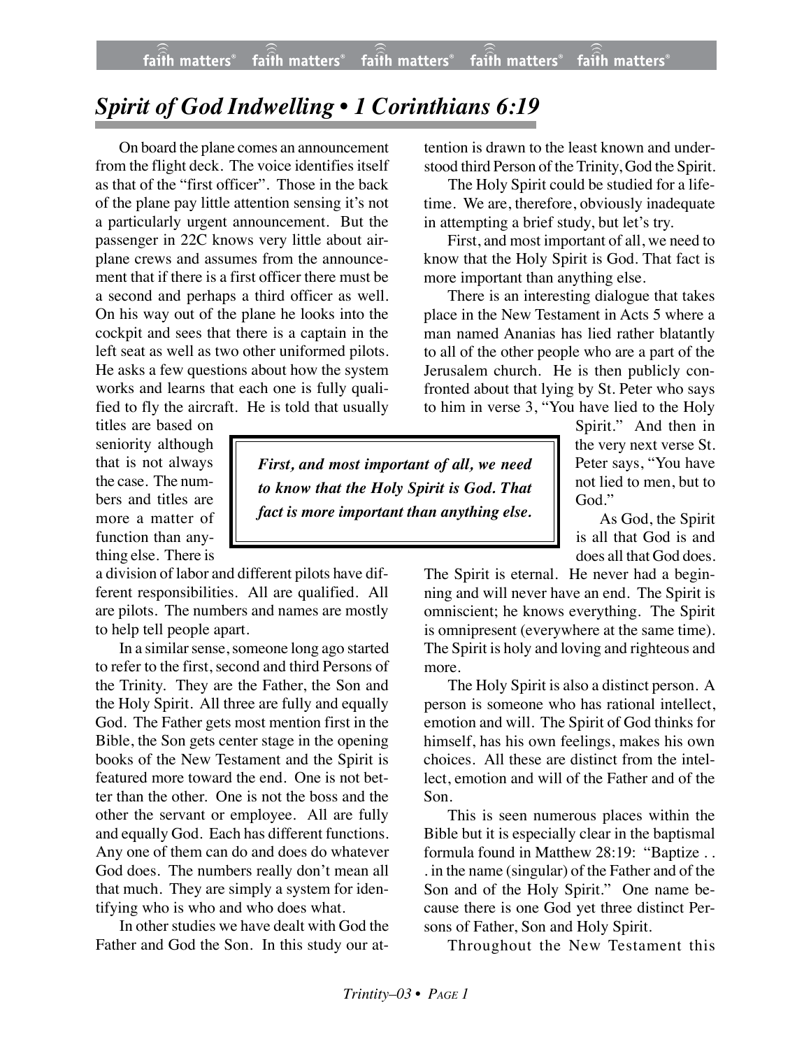# *Spirit of God Indwelling • 1 Corinthians 6:19*

On board the plane comes an announcement from the flight deck. The voice identifies itself as that of the "first officer". Those in the back of the plane pay little attention sensing it's not a particularly urgent announcement. But the passenger in 22C knows very little about airplane crews and assumes from the announcement that if there is a first officer there must be a second and perhaps a third officer as well. On his way out of the plane he looks into the cockpit and sees that there is a captain in the left seat as well as two other uniformed pilots. He asks a few questions about how the system works and learns that each one is fully qualified to fly the aircraft. He is told that usually titles are based on seniority although that is not always the case. The numbers and titles are more a matter of function than anything else. There is a division of labor and different pilots have different responsibilities. All are qualified. All are pilots. The numbers and names are mostly to help tell people apart.

In a similar sense, someone long ago started to refer to the first, second and third Persons of the Trinity. They are the Father, the Son and the Holy Spirit. All three are fully and equally God. The Father gets most mention first in the Bible, the Son gets center stage in the opening books of the New Testament and the Spirit is featured more toward the end. One is not better than the other. One is not the boss and the other the servant or employee. All are fully and equally God. Each has different functions. Any one of them can do and does do whatever God does. The numbers really don't mean all that much. They are simply a system for identifying who is who and who does what.

In other studies we have dealt with God the Father and God the Son. In this study our attention is drawn to the least known and understood third Person of the Trinity, God the Spirit.

The Holy Spirit could be studied for a lifetime. We are, therefore, obviously inadequate in attempting a brief study, but let's try.

First, and most important of all, we need to know that the Holy Spirit is God. That fact is more important than anything else.

> ***First, and most important of all, we need to know that the Holy Spirit is God. That fact is more important than anything else.***

There is an interesting dialogue that takes place in the New Testament in Acts 5 where a man named Ananias has lied rather blatantly to all of the other people who are a part of the Jerusalem church. He is then publicly confronted about that lying by St. Peter who says to him in verse 3, "You have lied to the Holy Spirit." And then in the very next verse St. Peter says, "You have not lied to men, but to God."

As God, the Spirit is all that God is and does all that God does. The Spirit is eternal. He never had a beginning and will never have an end. The Spirit is omniscient; he knows everything. The Spirit is omnipresent (everywhere at the same time). The Spirit is holy and loving and righteous and more.

The Holy Spirit is also a distinct person. A person is someone who has rational intellect, emotion and will. The Spirit of God thinks for himself, has his own feelings, makes his own choices. All these are distinct from the intellect, emotion and will of the Father and of the Son.

This is seen numerous places within the Bible but it is especially clear in the baptismal formula found in Matthew 28:19: "Baptize . . . in the name (singular) of the Father and of the Son and of the Holy Spirit." One name because there is one God yet three distinct Persons of Father, Son and Holy Spirit.

Throughout the New Testament this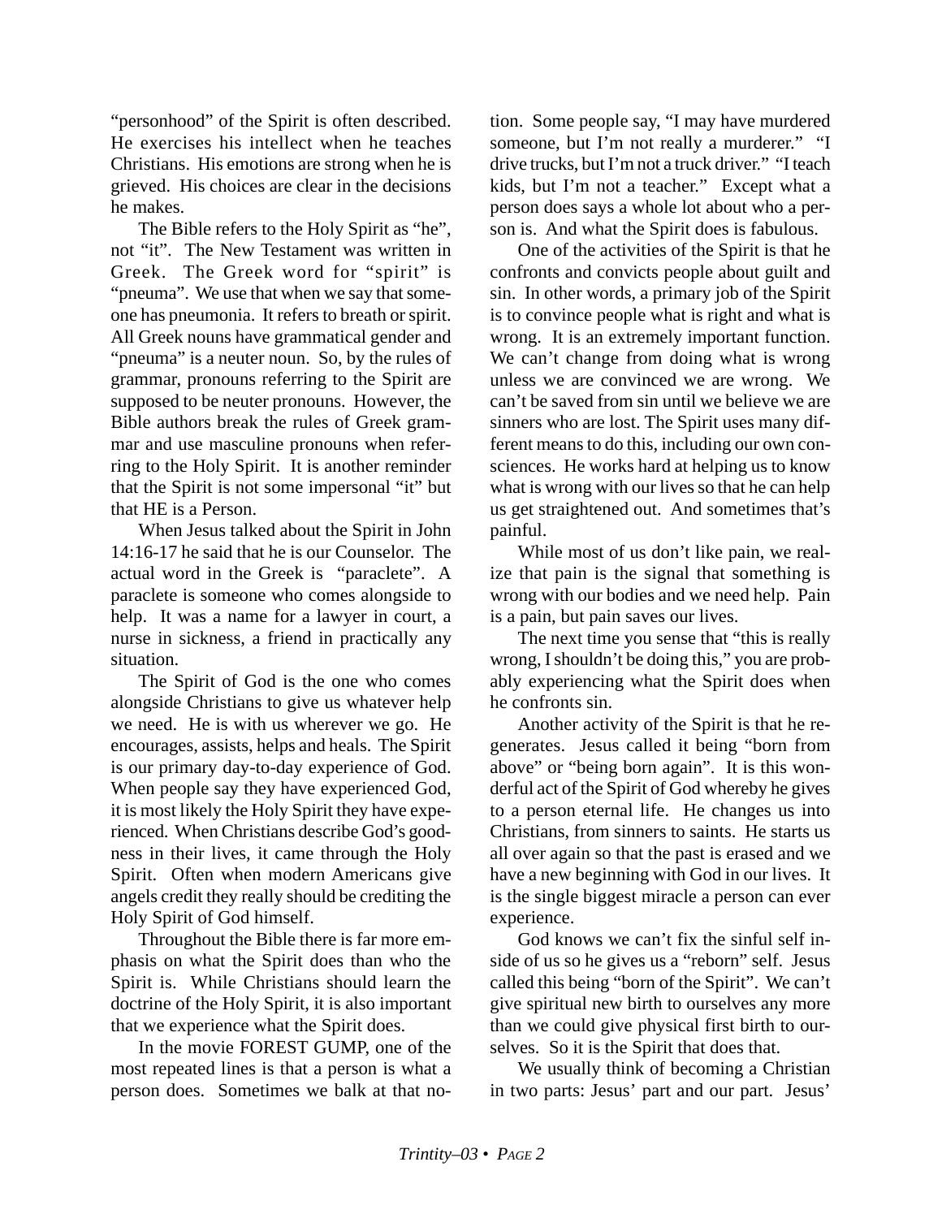"personhood" of the Spirit is often described. He exercises his intellect when he teaches Christians. His emotions are strong when he is grieved. His choices are clear in the decisions he makes.

The Bible refers to the Holy Spirit as "he", not "it". The New Testament was written in Greek. The Greek word for "spirit" is "pneuma". We use that when we say that someone has pneumonia. It refers to breath or spirit. All Greek nouns have grammatical gender and "pneuma" is a neuter noun. So, by the rules of grammar, pronouns referring to the Spirit are supposed to be neuter pronouns. However, the Bible authors break the rules of Greek grammar and use masculine pronouns when referring to the Holy Spirit. It is another reminder that the Spirit is not some impersonal "it" but that HE is a Person.

When Jesus talked about the Spirit in John 14:16-17 he said that he is our Counselor. The actual word in the Greek is "paraclete". A paraclete is someone who comes alongside to help. It was a name for a lawyer in court, a nurse in sickness, a friend in practically any situation.

The Spirit of God is the one who comes alongside Christians to give us whatever help we need. He is with us wherever we go. He encourages, assists, helps and heals. The Spirit is our primary day-to-day experience of God. When people say they have experienced God, it is most likely the Holy Spirit they have experienced. When Christians describe God's goodness in their lives, it came through the Holy Spirit. Often when modern Americans give angels credit they really should be crediting the Holy Spirit of God himself.

Throughout the Bible there is far more emphasis on what the Spirit does than who the Spirit is. While Christians should learn the doctrine of the Holy Spirit, it is also important that we experience what the Spirit does.

In the movie FOREST GUMP, one of the most repeated lines is that a person is what a person does. Sometimes we balk at that notion. Some people say, "I may have murdered someone, but I'm not really a murderer." "I drive trucks, but I'm not a truck driver." "I teach kids, but I'm not a teacher." Except what a person does says a whole lot about who a person is. And what the Spirit does is fabulous.

One of the activities of the Spirit is that he confronts and convicts people about guilt and sin. In other words, a primary job of the Spirit is to convince people what is right and what is wrong. It is an extremely important function. We can't change from doing what is wrong unless we are convinced we are wrong. We can't be saved from sin until we believe we are sinners who are lost. The Spirit uses many different means to do this, including our own consciences. He works hard at helping us to know what is wrong with our lives so that he can help us get straightened out. And sometimes that's painful.

While most of us don't like pain, we realize that pain is the signal that something is wrong with our bodies and we need help. Pain is a pain, but pain saves our lives.

The next time you sense that "this is really wrong, I shouldn't be doing this," you are probably experiencing what the Spirit does when he confronts sin.

Another activity of the Spirit is that he regenerates. Jesus called it being "born from above" or "being born again". It is this wonderful act of the Spirit of God whereby he gives to a person eternal life. He changes us into Christians, from sinners to saints. He starts us all over again so that the past is erased and we have a new beginning with God in our lives. It is the single biggest miracle a person can ever experience.

God knows we can't fix the sinful self inside of us so he gives us a "reborn" self. Jesus called this being "born of the Spirit". We can't give spiritual new birth to ourselves any more than we could give physical first birth to ourselves. So it is the Spirit that does that.

We usually think of becoming a Christian in two parts: Jesus' part and our part. Jesus'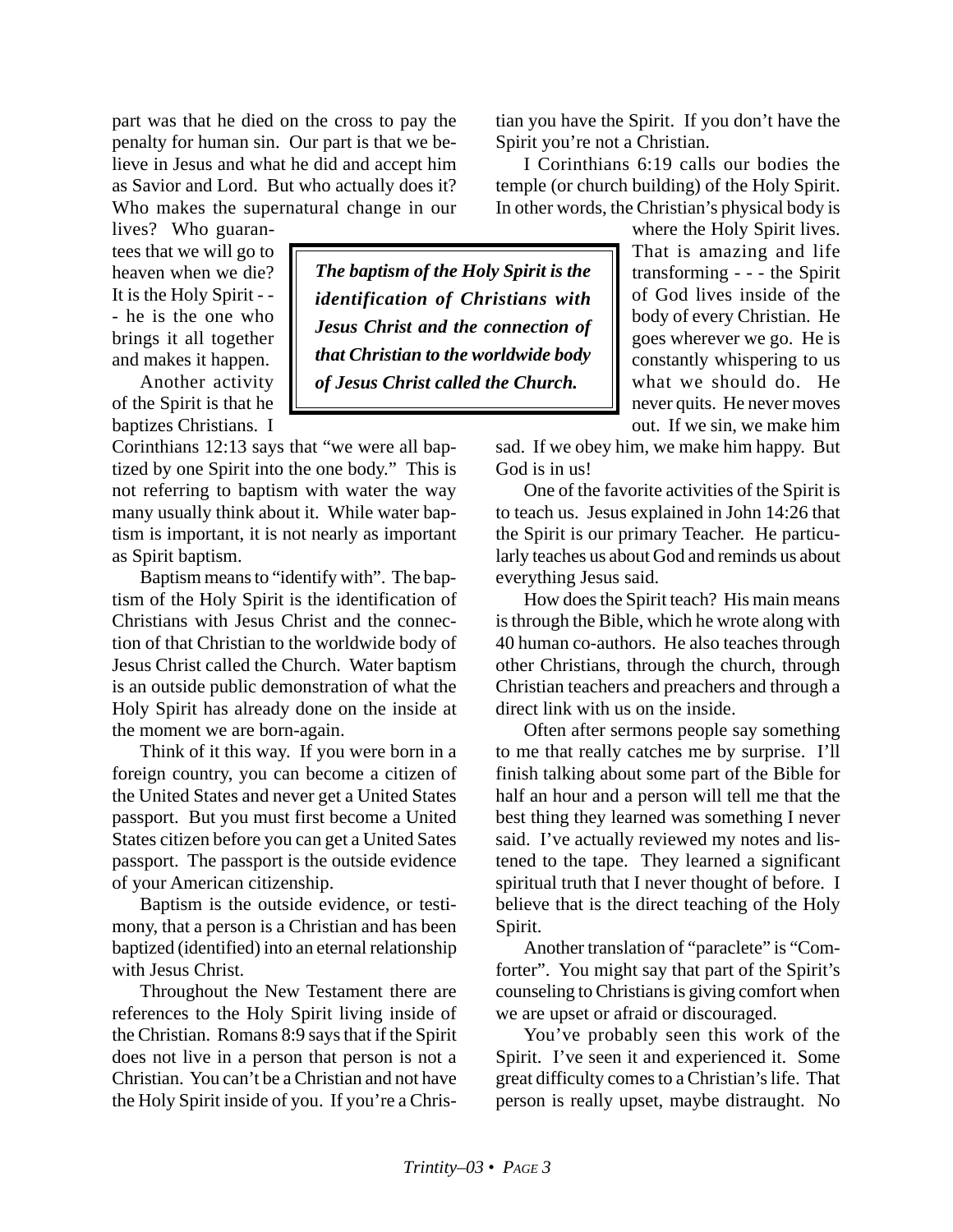part was that he died on the cross to pay the penalty for human sin. Our part is that we believe in Jesus and what he did and accept him as Savior and Lord. But who actually does it? Who makes the supernatural change in our lives? Who guarantees that we will go to heaven when we die? It is the Holy Spirit - - - he is the one who brings it all together and makes it happen.

Another activity of the Spirit is that he baptizes Christians. I Corinthians 12:13 says that "we were all baptized by one Spirit into the one body." This is not referring to baptism with water the way many usually think about it. While water baptism is important, it is not nearly as important as Spirit baptism.

> ***The baptism of the Holy Spirit is the identification of Christians with Jesus Christ and the connection of that Christian to the worldwide body of Jesus Christ called the Church.***

Baptism means to "identify with". The baptism of the Holy Spirit is the identification of Christians with Jesus Christ and the connection of that Christian to the worldwide body of Jesus Christ called the Church. Water baptism is an outside public demonstration of what the Holy Spirit has already done on the inside at the moment we are born-again.

Think of it this way. If you were born in a foreign country, you can become a citizen of the United States and never get a United States passport. But you must first become a United States citizen before you can get a United Sates passport. The passport is the outside evidence of your American citizenship.

Baptism is the outside evidence, or testimony, that a person is a Christian and has been baptized (identified) into an eternal relationship with Jesus Christ.

Throughout the New Testament there are references to the Holy Spirit living inside of the Christian. Romans 8:9 says that if the Spirit does not live in a person that person is not a Christian. You can't be a Christian and not have the Holy Spirit inside of you. If you're a Christian you have the Spirit. If you don't have the Spirit you're not a Christian.

I Corinthians 6:19 calls our bodies the temple (or church building) of the Holy Spirit. In other words, the Christian's physical body is where the Holy Spirit lives. That is amazing and life transforming - - - the Spirit of God lives inside of the body of every Christian. He goes wherever we go. He is constantly whispering to us what we should do. He never quits. He never moves out. If we sin, we make him sad. If we obey him, we make him happy. But God is in us!

One of the favorite activities of the Spirit is to teach us. Jesus explained in John 14:26 that the Spirit is our primary Teacher. He particularly teaches us about God and reminds us about everything Jesus said.

How does the Spirit teach? His main means is through the Bible, which he wrote along with 40 human co-authors. He also teaches through other Christians, through the church, through Christian teachers and preachers and through a direct link with us on the inside.

Often after sermons people say something to me that really catches me by surprise. I'll finish talking about some part of the Bible for half an hour and a person will tell me that the best thing they learned was something I never said. I've actually reviewed my notes and listened to the tape. They learned a significant spiritual truth that I never thought of before. I believe that is the direct teaching of the Holy Spirit.

Another translation of "paraclete" is "Comforter". You might say that part of the Spirit's counseling to Christians is giving comfort when we are upset or afraid or discouraged.

You've probably seen this work of the Spirit. I've seen it and experienced it. Some great difficulty comes to a Christian's life. That person is really upset, maybe distraught. No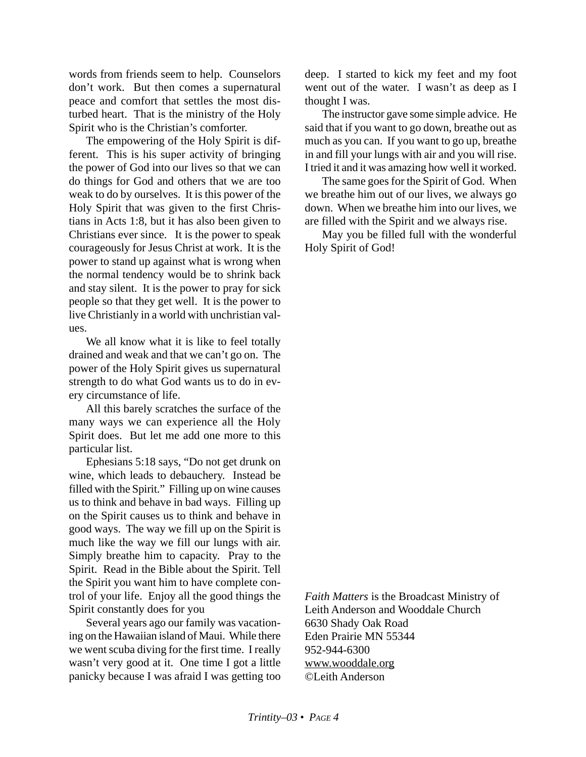words from friends seem to help. Counselors don't work. But then comes a supernatural peace and comfort that settles the most disturbed heart. That is the ministry of the Holy Spirit who is the Christian's comforter.

The empowering of the Holy Spirit is different. This is his super activity of bringing the power of God into our lives so that we can do things for God and others that we are too weak to do by ourselves. It is this power of the Holy Spirit that was given to the first Christians in Acts 1:8, but it has also been given to Christians ever since. It is the power to speak courageously for Jesus Christ at work. It is the power to stand up against what is wrong when the normal tendency would be to shrink back and stay silent. It is the power to pray for sick people so that they get well. It is the power to live Christianly in a world with unchristian values.

We all know what it is like to feel totally drained and weak and that we can't go on. The power of the Holy Spirit gives us supernatural strength to do what God wants us to do in every circumstance of life.

All this barely scratches the surface of the many ways we can experience all the Holy Spirit does. But let me add one more to this particular list.

Ephesians 5:18 says, "Do not get drunk on wine, which leads to debauchery. Instead be filled with the Spirit." Filling up on wine causes us to think and behave in bad ways. Filling up on the Spirit causes us to think and behave in good ways. The way we fill up on the Spirit is much like the way we fill our lungs with air. Simply breathe him to capacity. Pray to the Spirit. Read in the Bible about the Spirit. Tell the Spirit you want him to have complete control of your life. Enjoy all the good things the Spirit constantly does for you

Several years ago our family was vacationing on the Hawaiian island of Maui. While there we went scuba diving for the first time. I really wasn't very good at it. One time I got a little panicky because I was afraid I was getting too deep. I started to kick my feet and my foot went out of the water. I wasn't as deep as I thought I was.

The instructor gave some simple advice. He said that if you want to go down, breathe out as much as you can. If you want to go up, breathe in and fill your lungs with air and you will rise. I tried it and it was amazing how well it worked.

The same goes for the Spirit of God. When we breathe him out of our lives, we always go down. When we breathe him into our lives, we are filled with the Spirit and we always rise.

May you be filled full with the wonderful Holy Spirit of God!

*Faith Matters* is the Broadcast Ministry of
Leith Anderson and Wooddale Church
6630 Shady Oak Road
Eden Prairie MN 55344
952-944-6300
www.wooddale.org
©Leith Anderson